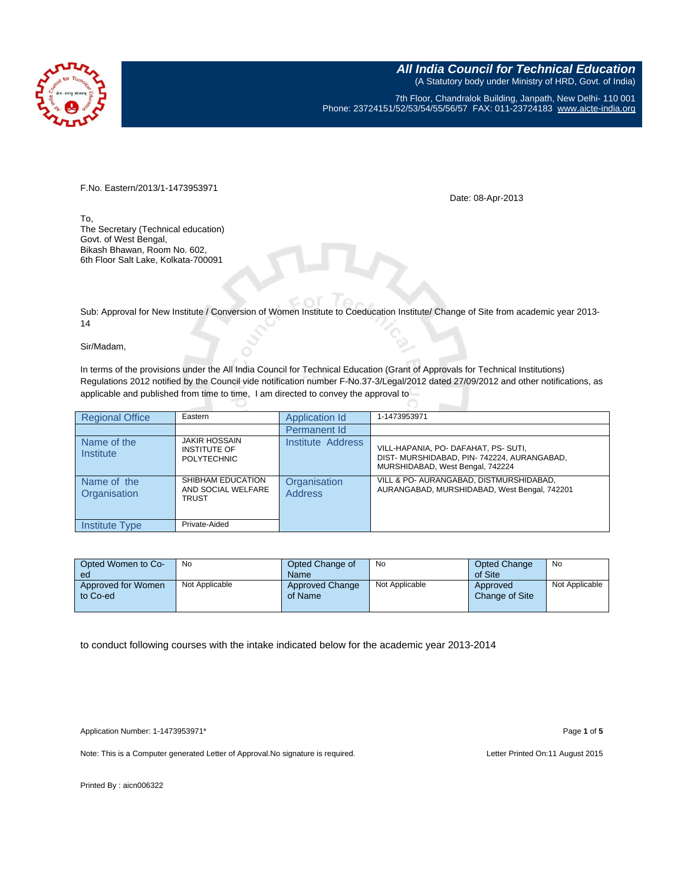# All India Council for Technical Education

(A Statutory body under Ministry of HRD, Govt. of India)

7th Floor, Chandralok Building, Janpath, New Delhi- 110 001
Phone: 23724151/52/53/54/55/56/57 FAX: 011-23724183 www.aicte-india.org

F.No. Eastern/2013/1-1473953971

Date: 08-Apr-2013

To,
The Secretary (Technical education)
Govt. of West Bengal,
Bikash Bhawan, Room No. 602,
6th Floor Salt Lake, Kolkata-700091

Sub: Approval for New Institute / Conversion of Women Institute to Coeducation Institute/ Change of Site from academic year 2013-14

Sir/Madam,

In terms of the provisions under the All India Council for Technical Education (Grant of Approvals for Technical Institutions) Regulations 2012 notified by the Council vide notification number F-No.37-3/Legal/2012 dated 27/09/2012 and other notifications, as applicable and published from time to time, I am directed to convey the approval to

| Regional Office | Eastern | Application Id | 1-1473953971 |
|---|---|---|---|
| | | Permanent Id | |
| Name of the Institute | JAKIR HOSSAIN INSTITUTE OF POLYTECHNIC | Institute Address | VILL-HAPANIA, PO- DAFAHAT, PS- SUTI, DIST- MURSHIDABAD, PIN- 742224, AURANGABAD, MURSHIDABAD, West Bengal, 742224 |
| Name of the Organisation | SHIBHAM EDUCATION AND SOCIAL WELFARE TRUST | Organisation Address | VILL & PO- AURANGABAD, DISTMURSHIDABAD, AURANGABAD, MURSHIDABAD, West Bengal, 742201 |
| Institute Type | Private-Aided | | |

| Opted Women to Co-ed | No | Opted Change of Name | No | Opted Change of Site | No |
|---|---|---|---|---|---|
| Approved for Women to Co-ed | Not Applicable | Approved Change of Name | Not Applicable | Approved Change of Site | Not Applicable |

to conduct following courses with the intake indicated below for the academic year 2013-2014

Application Number: 1-1473953971*

Note: This is a Computer generated Letter of Approval.No signature is required.

Letter Printed On:11 August 2015

Printed By : aicn006322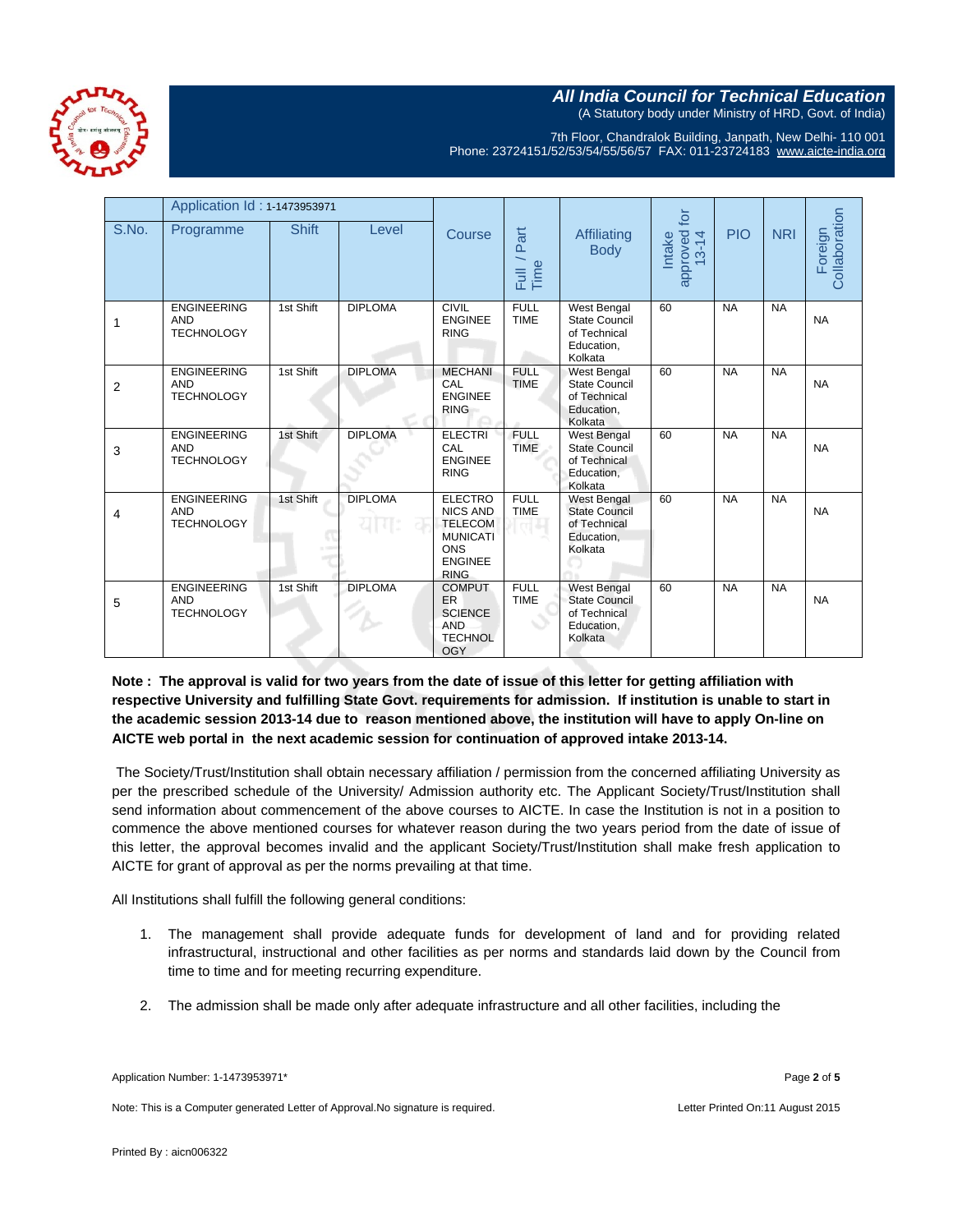| S.No. | Application Id : 1-1473953971 Programme | Shift | Level | Course | Full / Part Time | Affiliating Body | Intake approved for 13-14 | PIO | NRI | Foreign Collaboration |
|---|---|---|---|---|---|---|---|---|---|---|
| 1 | ENGINEERING AND TECHNOLOGY | 1st Shift | DIPLOMA | CIVIL ENGINEERING | FULL TIME | West Bengal State Council of Technical Education, Kolkata | 60 | NA | NA | NA |
| 2 | ENGINEERING AND TECHNOLOGY | 1st Shift | DIPLOMA | MECHANICAL ENGINEERING | FULL TIME | West Bengal State Council of Technical Education, Kolkata | 60 | NA | NA | NA |
| 3 | ENGINEERING AND TECHNOLOGY | 1st Shift | DIPLOMA | ELECTRICAL ENGINEERING | FULL TIME | West Bengal State Council of Technical Education, Kolkata | 60 | NA | NA | NA |
| 4 | ENGINEERING AND TECHNOLOGY | 1st Shift | DIPLOMA | ELECTRONICS AND TELECOMMUNICATIONS ENGINEERING | FULL TIME | West Bengal State Council of Technical Education, Kolkata | 60 | NA | NA | NA |
| 5 | ENGINEERING AND TECHNOLOGY | 1st Shift | DIPLOMA | COMPUTER SCIENCE AND TECHNOLOGY | FULL TIME | West Bengal State Council of Technical Education, Kolkata | 60 | NA | NA | NA |

**Note : The approval is valid for two years from the date of issue of this letter for getting affiliation with respective University and fulfilling State Govt. requirements for admission. If institution is unable to start in the academic session 2013-14 due to reason mentioned above, the institution will have to apply On-line on AICTE web portal in the next academic session for continuation of approved intake 2013-14.**

The Society/Trust/Institution shall obtain necessary affiliation / permission from the concerned affiliating University as per the prescribed schedule of the University/ Admission authority etc. The Applicant Society/Trust/Institution shall send information about commencement of the above courses to AICTE. In case the Institution is not in a position to commence the above mentioned courses for whatever reason during the two years period from the date of issue of this letter, the approval becomes invalid and the applicant Society/Trust/Institution shall make fresh application to AICTE for grant of approval as per the norms prevailing at that time.

All Institutions shall fulfill the following general conditions:

1. The management shall provide adequate funds for development of land and for providing related infrastructural, instructional and other facilities as per norms and standards laid down by the Council from time to time and for meeting recurring expenditure.

2. The admission shall be made only after adequate infrastructure and all other facilities, including the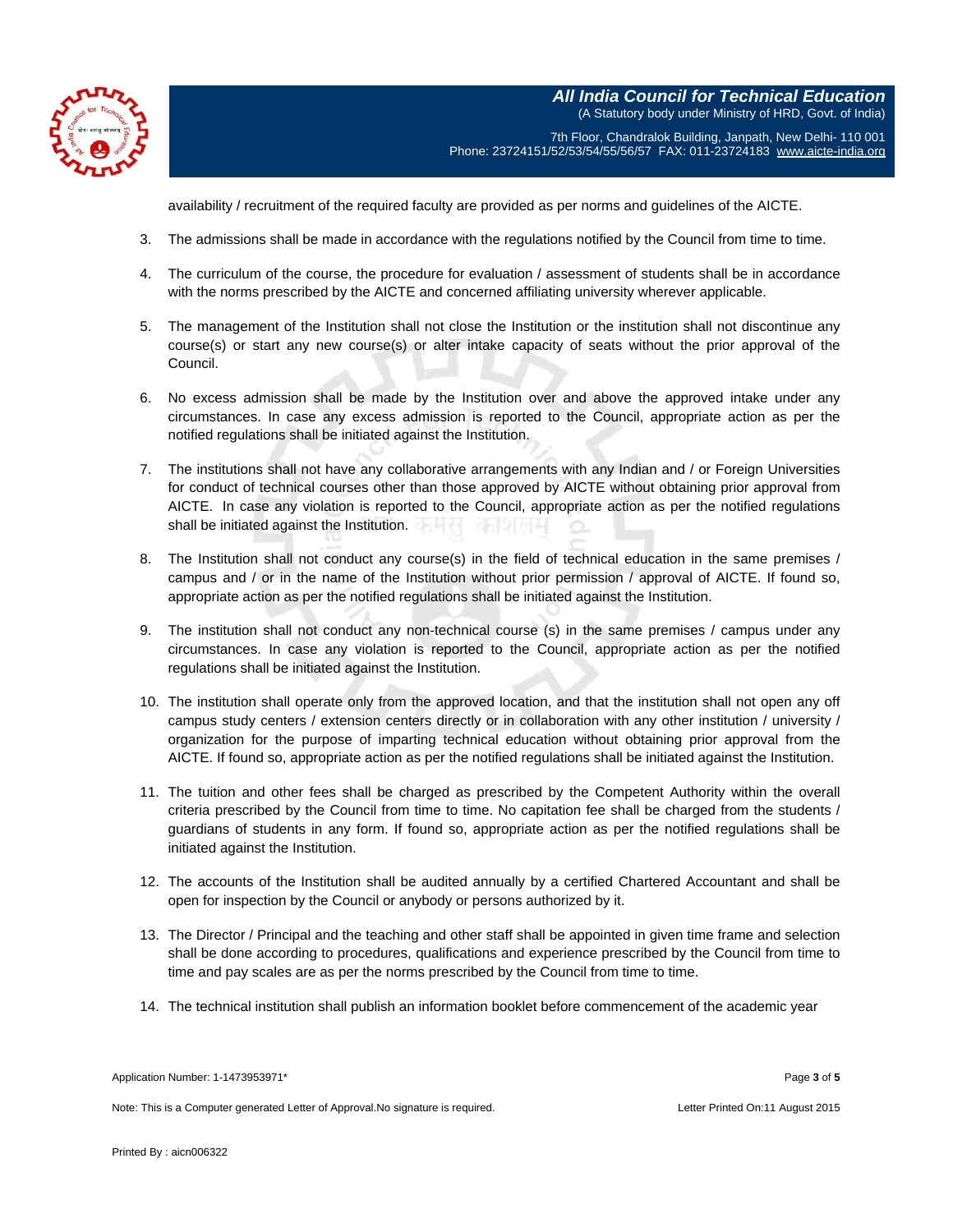availability / recruitment of the required faculty are provided as per norms and guidelines of the AICTE.

3. The admissions shall be made in accordance with the regulations notified by the Council from time to time.

4. The curriculum of the course, the procedure for evaluation / assessment of students shall be in accordance with the norms prescribed by the AICTE and concerned affiliating university wherever applicable.

5. The management of the Institution shall not close the Institution or the institution shall not discontinue any course(s) or start any new course(s) or alter intake capacity of seats without the prior approval of the Council.

6. No excess admission shall be made by the Institution over and above the approved intake under any circumstances. In case any excess admission is reported to the Council, appropriate action as per the notified regulations shall be initiated against the Institution.

7. The institutions shall not have any collaborative arrangements with any Indian and / or Foreign Universities for conduct of technical courses other than those approved by AICTE without obtaining prior approval from AICTE. In case any violation is reported to the Council, appropriate action as per the notified regulations shall be initiated against the Institution.

8. The Institution shall not conduct any course(s) in the field of technical education in the same premises / campus and / or in the name of the Institution without prior permission / approval of AICTE. If found so, appropriate action as per the notified regulations shall be initiated against the Institution.

9. The institution shall not conduct any non-technical course (s) in the same premises / campus under any circumstances. In case any violation is reported to the Council, appropriate action as per the notified regulations shall be initiated against the Institution.

10. The institution shall operate only from the approved location, and that the institution shall not open any off campus study centers / extension centers directly or in collaboration with any other institution / university / organization for the purpose of imparting technical education without obtaining prior approval from the AICTE. If found so, appropriate action as per the notified regulations shall be initiated against the Institution.

11. The tuition and other fees shall be charged as prescribed by the Competent Authority within the overall criteria prescribed by the Council from time to time. No capitation fee shall be charged from the students / guardians of students in any form. If found so, appropriate action as per the notified regulations shall be initiated against the Institution.

12. The accounts of the Institution shall be audited annually by a certified Chartered Accountant and shall be open for inspection by the Council or anybody or persons authorized by it.

13. The Director / Principal and the teaching and other staff shall be appointed in given time frame and selection shall be done according to procedures, qualifications and experience prescribed by the Council from time to time and pay scales are as per the norms prescribed by the Council from time to time.

14. The technical institution shall publish an information booklet before commencement of the academic year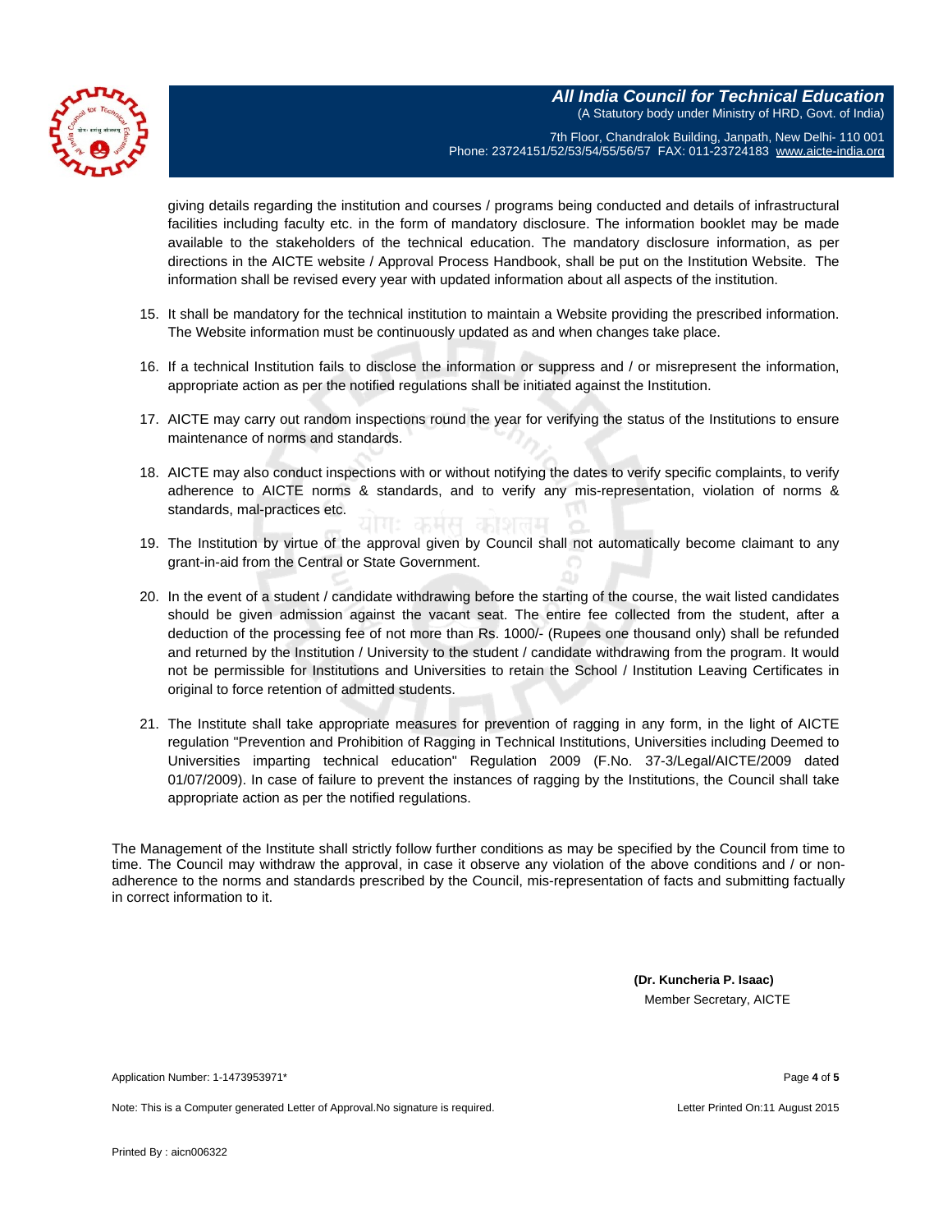giving details regarding the institution and courses / programs being conducted and details of infrastructural facilities including faculty etc. in the form of mandatory disclosure. The information booklet may be made available to the stakeholders of the technical education. The mandatory disclosure information, as per directions in the AICTE website / Approval Process Handbook, shall be put on the Institution Website. The information shall be revised every year with updated information about all aspects of the institution.

15. It shall be mandatory for the technical institution to maintain a Website providing the prescribed information. The Website information must be continuously updated as and when changes take place.

16. If a technical Institution fails to disclose the information or suppress and / or misrepresent the information, appropriate action as per the notified regulations shall be initiated against the Institution.

17. AICTE may carry out random inspections round the year for verifying the status of the Institutions to ensure maintenance of norms and standards.

18. AICTE may also conduct inspections with or without notifying the dates to verify specific complaints, to verify adherence to AICTE norms & standards, and to verify any mis-representation, violation of norms & standards, mal-practices etc.

19. The Institution by virtue of the approval given by Council shall not automatically become claimant to any grant-in-aid from the Central or State Government.

20. In the event of a student / candidate withdrawing before the starting of the course, the wait listed candidates should be given admission against the vacant seat. The entire fee collected from the student, after a deduction of the processing fee of not more than Rs. 1000/- (Rupees one thousand only) shall be refunded and returned by the Institution / University to the student / candidate withdrawing from the program. It would not be permissible for Institutions and Universities to retain the School / Institution Leaving Certificates in original to force retention of admitted students.

21. The Institute shall take appropriate measures for prevention of ragging in any form, in the light of AICTE regulation "Prevention and Prohibition of Ragging in Technical Institutions, Universities including Deemed to Universities imparting technical education" Regulation 2009 (F.No. 37-3/Legal/AICTE/2009 dated 01/07/2009). In case of failure to prevent the instances of ragging by the Institutions, the Council shall take appropriate action as per the notified regulations.

The Management of the Institute shall strictly follow further conditions as may be specified by the Council from time to time. The Council may withdraw the approval, in case it observe any violation of the above conditions and / or non-adherence to the norms and standards prescribed by the Council, mis-representation of facts and submitting factually in correct information to it.

**(Dr. Kuncheria P. Isaac)**
Member Secretary, AICTE

Application Number: 1-1473953971*

Note: This is a Computer generated Letter of Approval.No signature is required.

Letter Printed On:11 August 2015

Printed By : aicn006322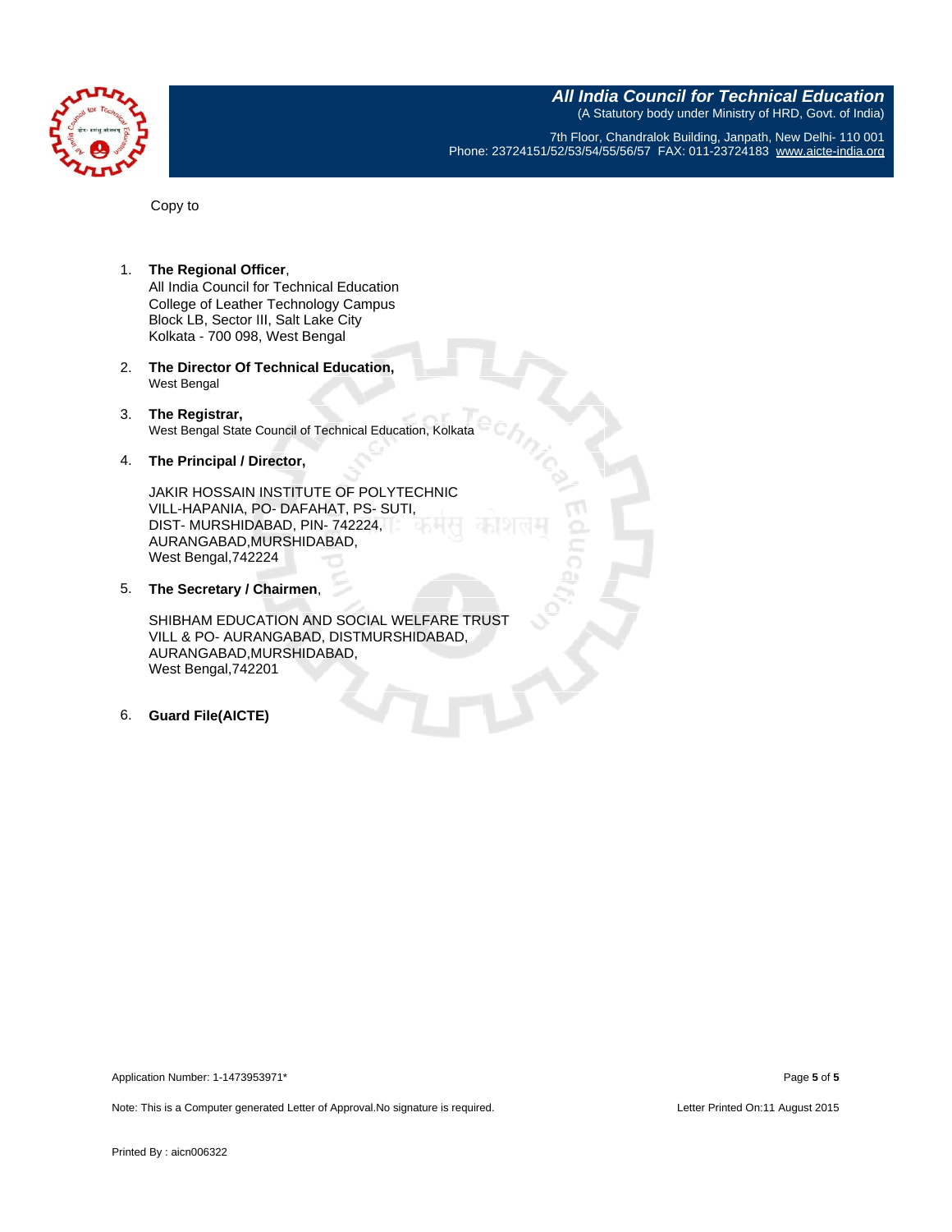Copy to

1. **The Regional Officer**,
   All India Council for Technical Education
   College of Leather Technology Campus
   Block LB, Sector III, Salt Lake City
   Kolkata - 700 098, West Bengal

2. **The Director Of Technical Education,**
   West Bengal

3. **The Registrar,**
   West Bengal State Council of Technical Education, Kolkata

4. **The Principal / Director,**

   JAKIR HOSSAIN INSTITUTE OF POLYTECHNIC
   VILL-HAPANIA, PO- DAFAHAT, PS- SUTI,
   DIST- MURSHIDABAD, PIN- 742224,
   AURANGABAD,MURSHIDABAD,
   West Bengal,742224

5. **The Secretary / Chairmen**,

   SHIBHAM EDUCATION AND SOCIAL WELFARE TRUST
   VILL & PO- AURANGABAD, DISTMURSHIDABAD,
   AURANGABAD,MURSHIDABAD,
   West Bengal,742201

6. **Guard File(AICTE)**

Application Number: 1-1473953971*

Note: This is a Computer generated Letter of Approval.No signature is required.

Letter Printed On:11 August 2015

Printed By : aicn006322